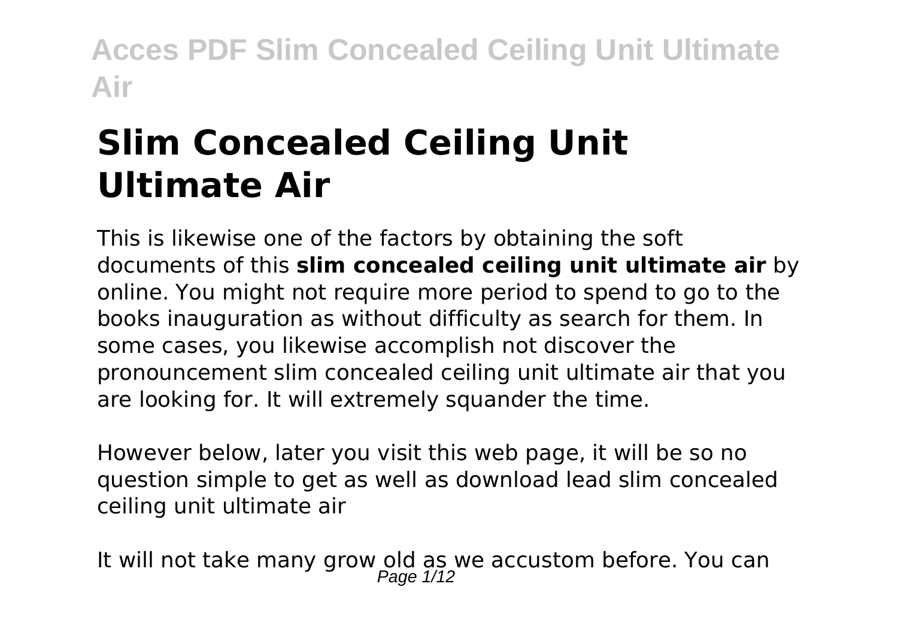# Slim Concealed Ceiling Unit Ultimate Air

This is likewise one of the factors by obtaining the soft documents of this **slim concealed ceiling unit ultimate air** by online. You might not require more period to spend to go to the books inauguration as without difficulty as search for them. In some cases, you likewise accomplish not discover the pronouncement slim concealed ceiling unit ultimate air that you are looking for. It will extremely squander the time.

However below, later you visit this web page, it will be so no question simple to get as well as download lead slim concealed ceiling unit ultimate air

It will not take many grow old as we accustom before. You can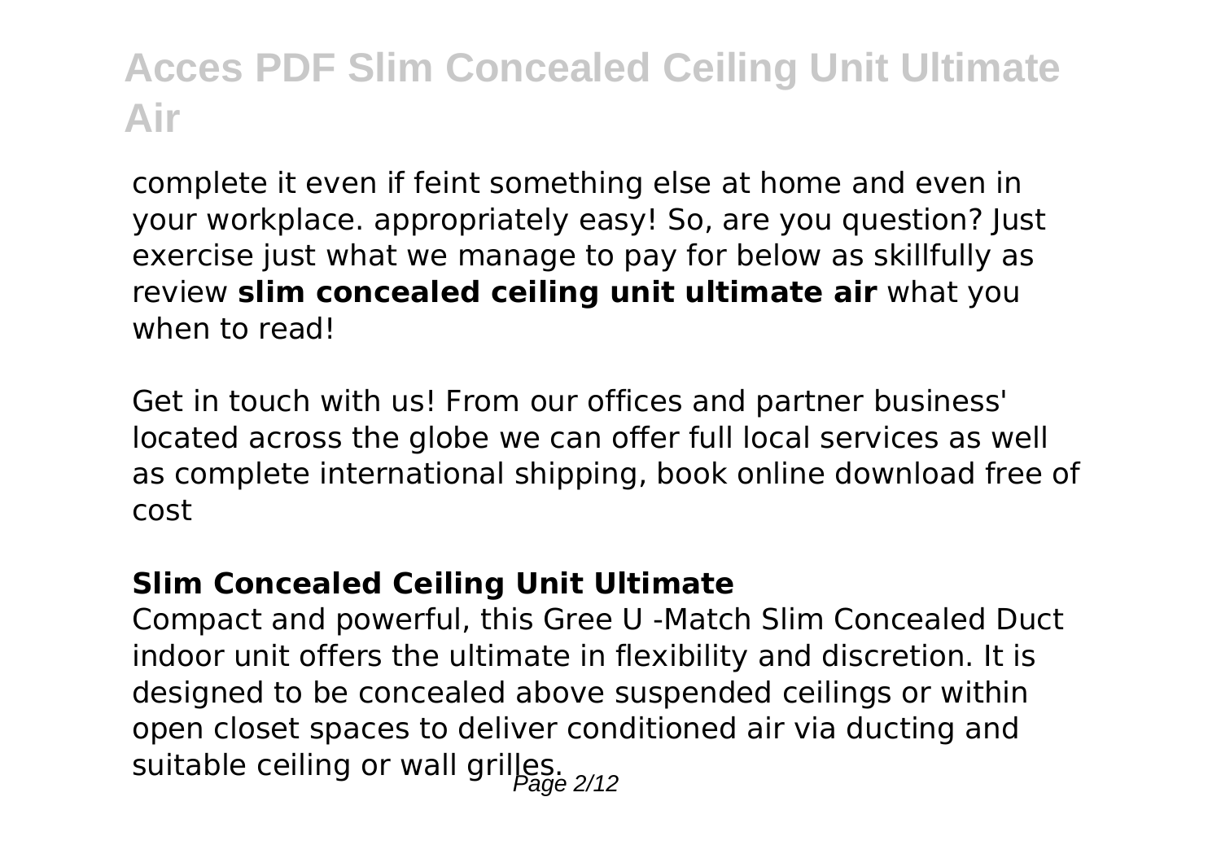complete it even if feint something else at home and even in your workplace. appropriately easy! So, are you question? Just exercise just what we manage to pay for below as skillfully as review **slim concealed ceiling unit ultimate air** what you when to read!

Get in touch with us! From our offices and partner business' located across the globe we can offer full local services as well as complete international shipping, book online download free of cost

### Slim Concealed Ceiling Unit Ultimate

Compact and powerful, this Gree U -Match Slim Concealed Duct indoor unit offers the ultimate in flexibility and discretion. It is designed to be concealed above suspended ceilings or within open closet spaces to deliver conditioned air via ducting and suitable ceiling or wall grilles.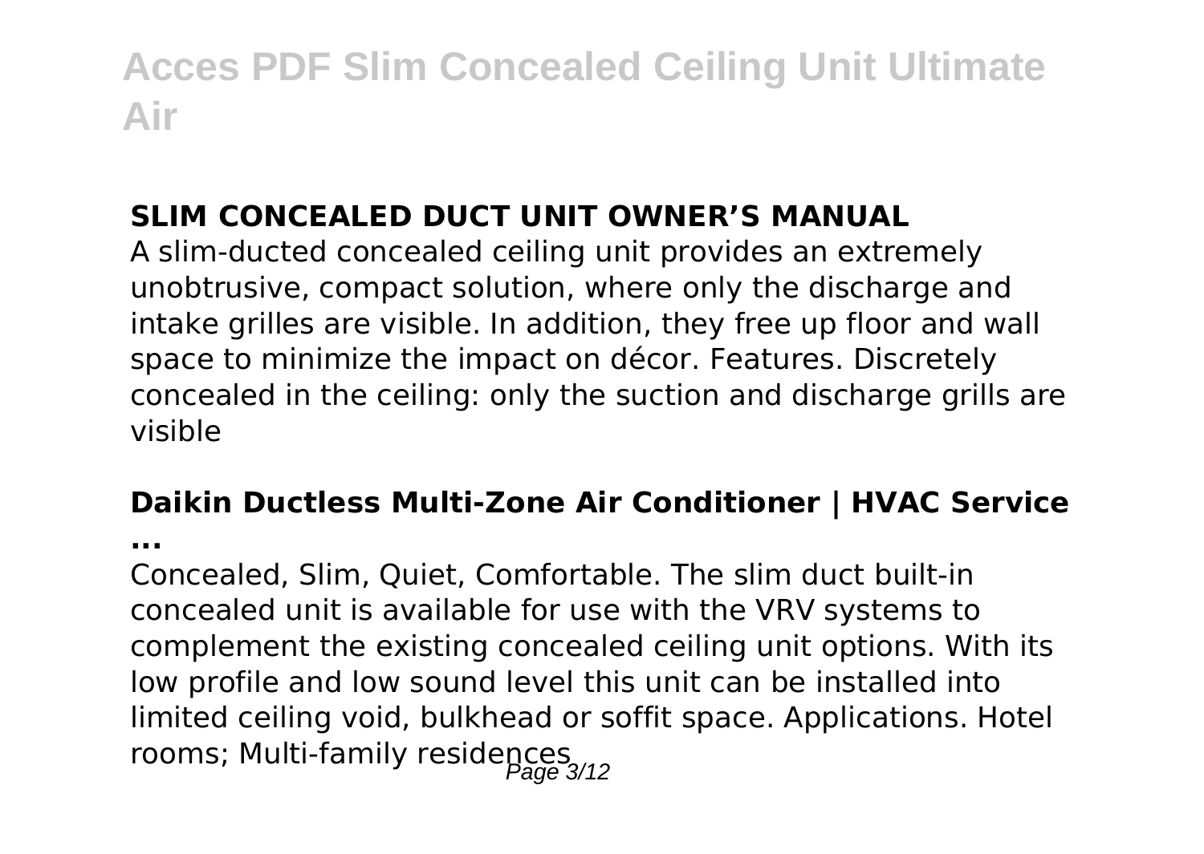### SLIM CONCEALED DUCT UNIT OWNER'S MANUAL

A slim-ducted concealed ceiling unit provides an extremely unobtrusive, compact solution, where only the discharge and intake grilles are visible. In addition, they free up floor and wall space to minimize the impact on décor. Features. Discretely concealed in the ceiling: only the suction and discharge grills are visible

### Daikin Ductless Multi-Zone Air Conditioner | HVAC Service ...

Concealed, Slim, Quiet, Comfortable. The slim duct built-in concealed unit is available for use with the VRV systems to complement the existing concealed ceiling unit options. With its low profile and low sound level this unit can be installed into limited ceiling void, bulkhead or soffit space. Applications. Hotel rooms; Multi-family residences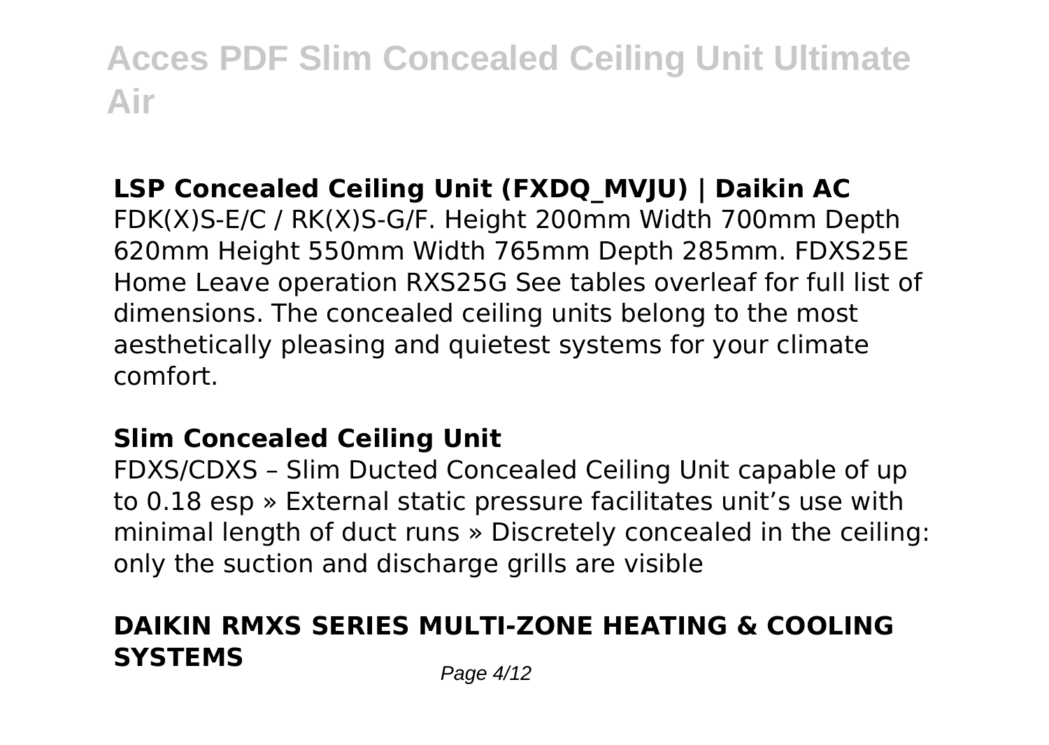### LSP Concealed Ceiling Unit (FXDQ_MVJU) | Daikin AC

FDK(X)S-E/C / RK(X)S-G/F. Height 200mm Width 700mm Depth 620mm Height 550mm Width 765mm Depth 285mm. FDXS25E Home Leave operation RXS25G See tables overleaf for full list of dimensions. The concealed ceiling units belong to the most aesthetically pleasing and quietest systems for your climate comfort.

### Slim Concealed Ceiling Unit

FDXS/CDXS – Slim Ducted Concealed Ceiling Unit capable of up to 0.18 esp » External static pressure facilitates unit's use with minimal length of duct runs » Discretely concealed in the ceiling: only the suction and discharge grills are visible

## DAIKIN RMXS SERIES MULTI-ZONE HEATING & COOLING SYSTEMS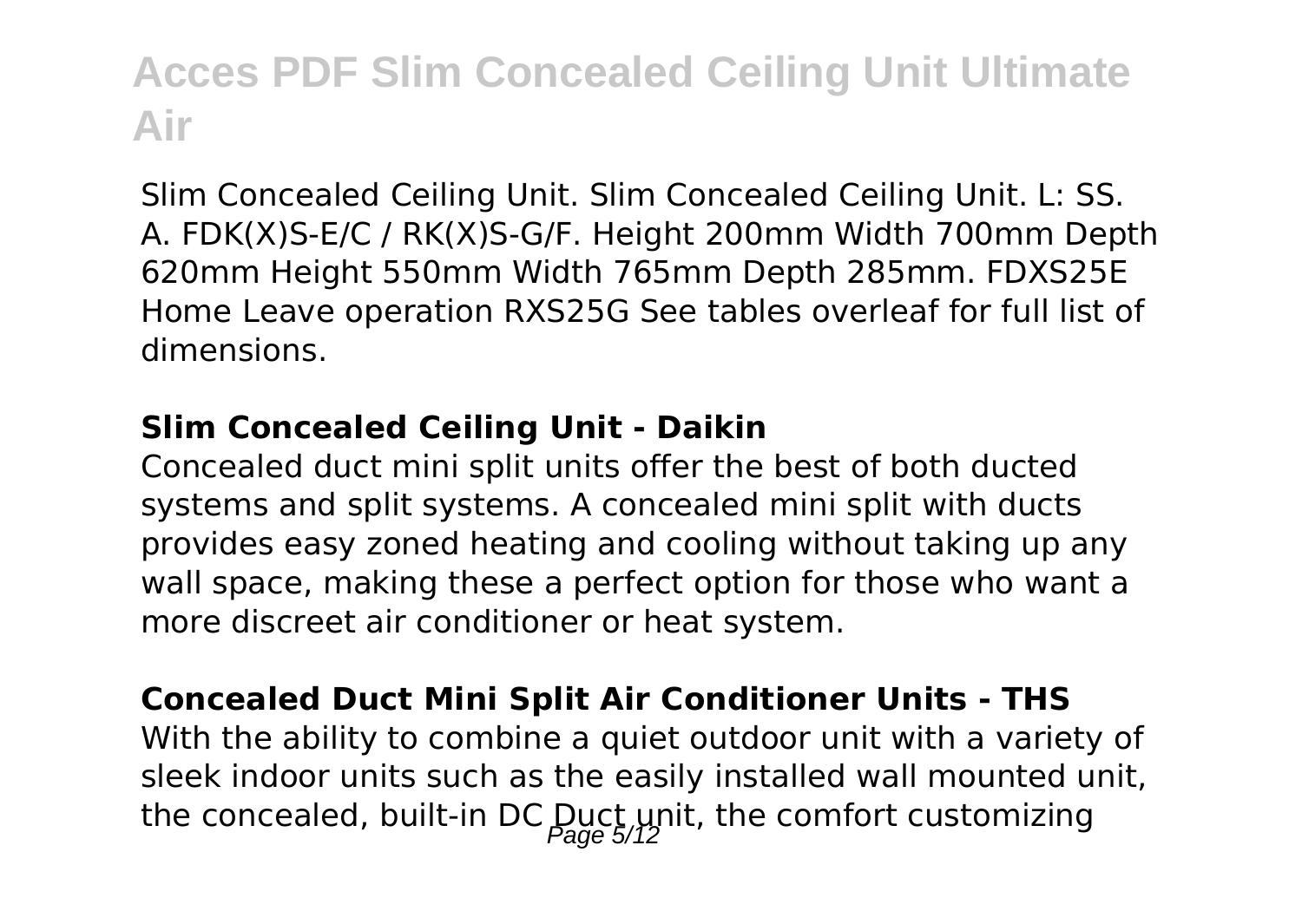Slim Concealed Ceiling Unit. Slim Concealed Ceiling Unit. L: SS. A. FDK(X)S-E/C / RK(X)S-G/F. Height 200mm Width 700mm Depth 620mm Height 550mm Width 765mm Depth 285mm. FDXS25E Home Leave operation RXS25G See tables overleaf for full list of dimensions.

**Slim Concealed Ceiling Unit - Daikin**

Concealed duct mini split units offer the best of both ducted systems and split systems. A concealed mini split with ducts provides easy zoned heating and cooling without taking up any wall space, making these a perfect option for those who want a more discreet air conditioner or heat system.

**Concealed Duct Mini Split Air Conditioner Units - THS**

With the ability to combine a quiet outdoor unit with a variety of sleek indoor units such as the easily installed wall mounted unit, the concealed, built-in DC Duct unit, the comfort customizing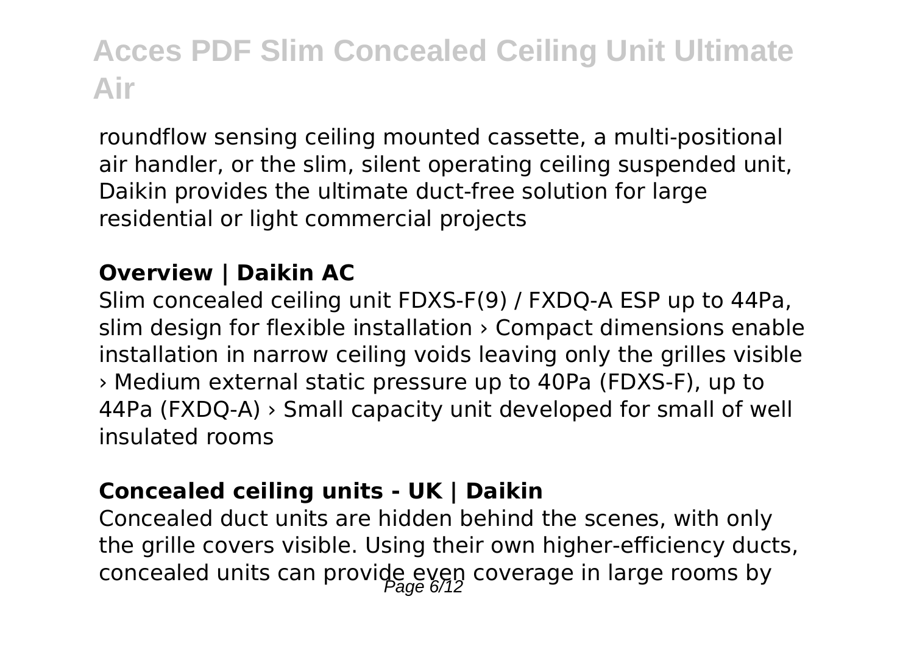roundflow sensing ceiling mounted cassette, a multi-positional air handler, or the slim, silent operating ceiling suspended unit, Daikin provides the ultimate duct-free solution for large residential or light commercial projects

**Overview | Daikin AC**

Slim concealed ceiling unit FDXS-F(9) / FXDQ-A ESP up to 44Pa, slim design for flexible installation › Compact dimensions enable installation in narrow ceiling voids leaving only the grilles visible › Medium external static pressure up to 40Pa (FDXS-F), up to 44Pa (FXDQ-A) › Small capacity unit developed for small of well insulated rooms

**Concealed ceiling units - UK | Daikin**

Concealed duct units are hidden behind the scenes, with only the grille covers visible. Using their own higher-efficiency ducts, concealed units can provide even coverage in large rooms by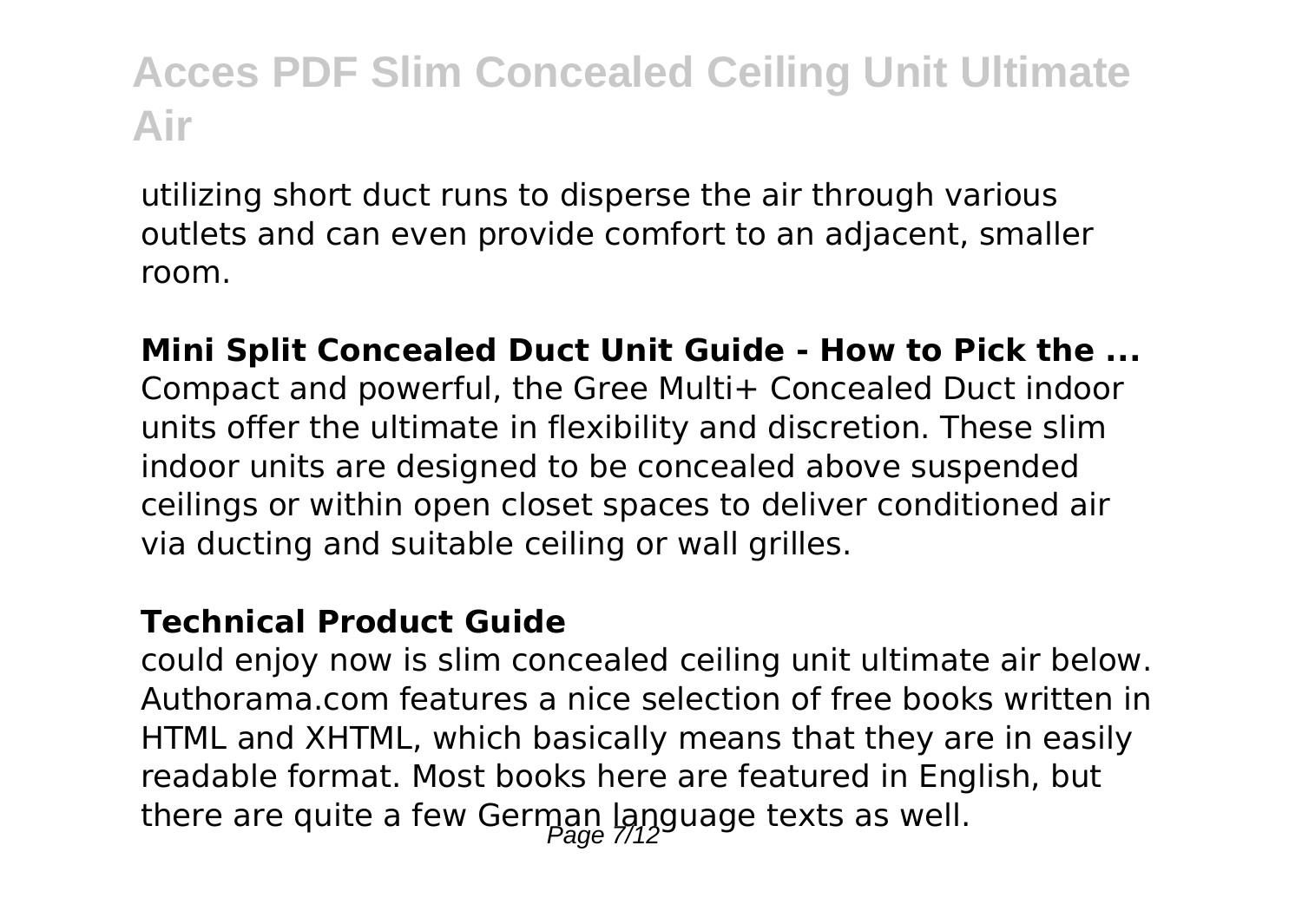utilizing short duct runs to disperse the air through various outlets and can even provide comfort to an adjacent, smaller room.

**Mini Split Concealed Duct Unit Guide - How to Pick the ...**
Compact and powerful, the Gree Multi+ Concealed Duct indoor units offer the ultimate in flexibility and discretion. These slim indoor units are designed to be concealed above suspended ceilings or within open closet spaces to deliver conditioned air via ducting and suitable ceiling or wall grilles.

**Technical Product Guide**
could enjoy now is slim concealed ceiling unit ultimate air below. Authorama.com features a nice selection of free books written in HTML and XHTML, which basically means that they are in easily readable format. Most books here are featured in English, but there are quite a few German language texts as well.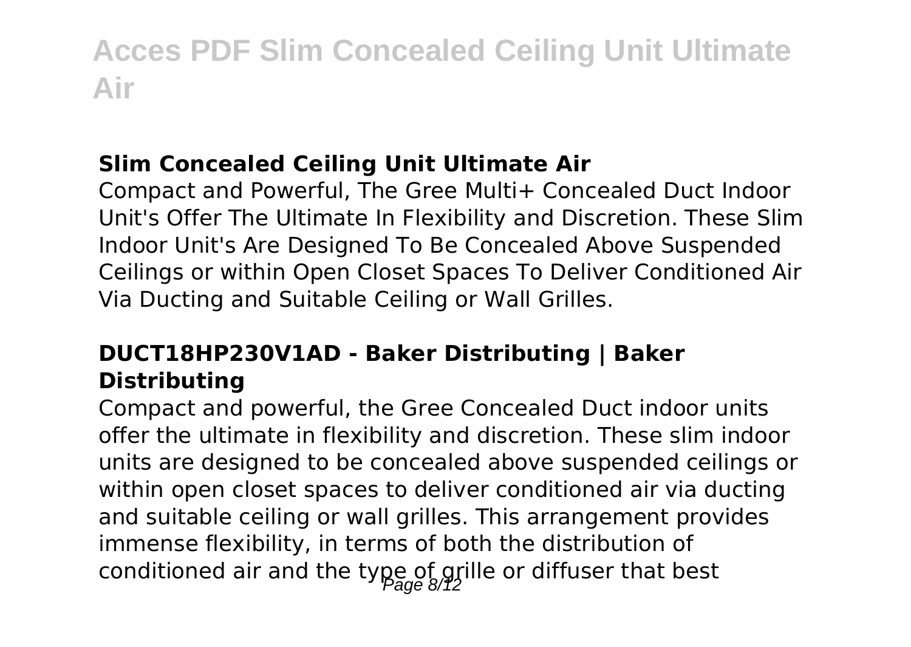### Slim Concealed Ceiling Unit Ultimate Air

Compact and Powerful, The Gree Multi+ Concealed Duct Indoor Unit's Offer The Ultimate In Flexibility and Discretion. These Slim Indoor Unit's Are Designed To Be Concealed Above Suspended Ceilings or within Open Closet Spaces To Deliver Conditioned Air Via Ducting and Suitable Ceiling or Wall Grilles.

### DUCT18HP230V1AD - Baker Distributing | Baker Distributing

Compact and powerful, the Gree Concealed Duct indoor units offer the ultimate in flexibility and discretion. These slim indoor units are designed to be concealed above suspended ceilings or within open closet spaces to deliver conditioned air via ducting and suitable ceiling or wall grilles. This arrangement provides immense flexibility, in terms of both the distribution of conditioned air and the type of grille or diffuser that best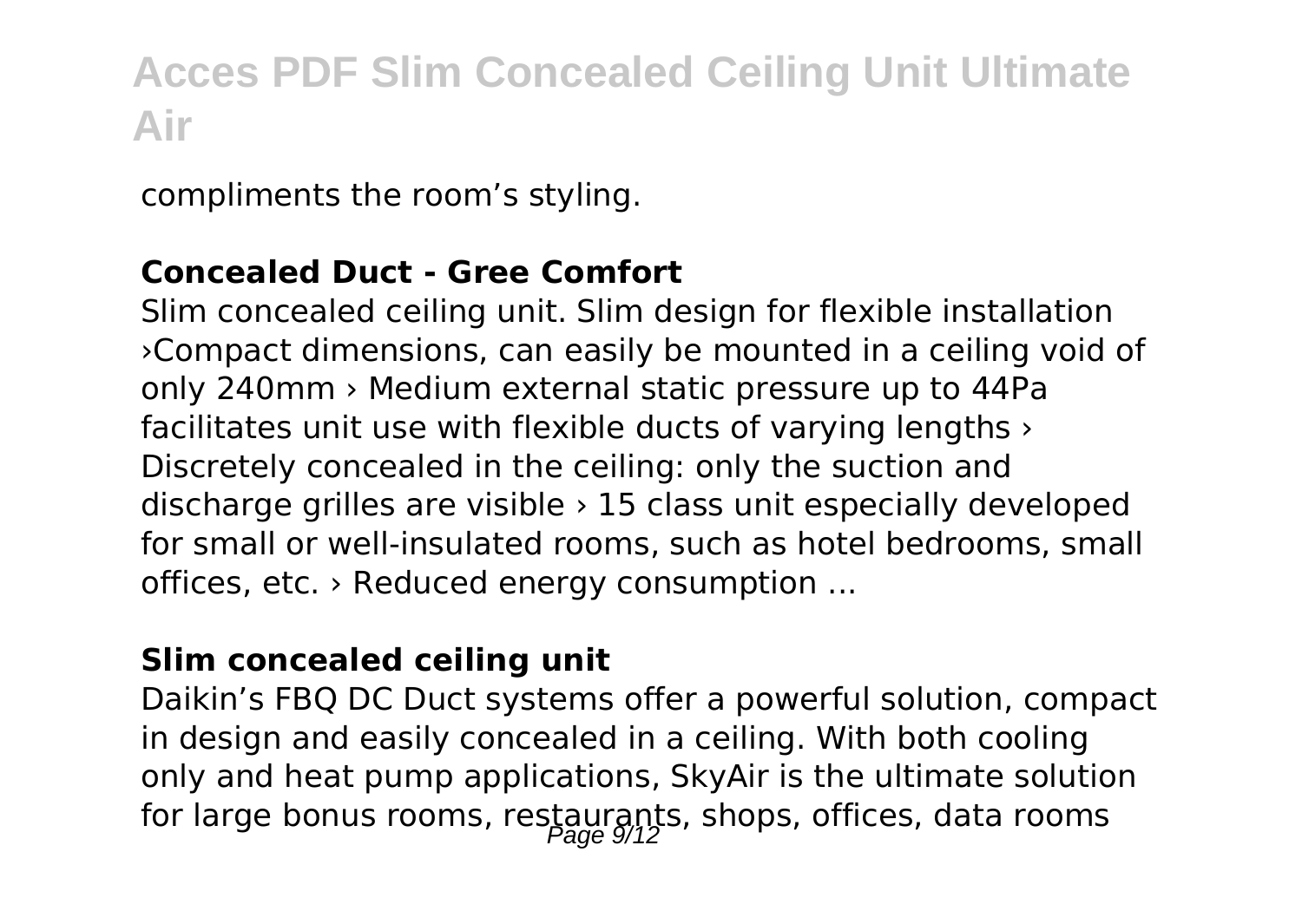compliments the room's styling.

**Concealed Duct - Gree Comfort**

Slim concealed ceiling unit. Slim design for flexible installation ›Compact dimensions, can easily be mounted in a ceiling void of only 240mm › Medium external static pressure up to 44Pa facilitates unit use with flexible ducts of varying lengths › Discretely concealed in the ceiling: only the suction and discharge grilles are visible › 15 class unit especially developed for small or well-insulated rooms, such as hotel bedrooms, small offices, etc. › Reduced energy consumption ...

**Slim concealed ceiling unit**

Daikin's FBQ DC Duct systems offer a powerful solution, compact in design and easily concealed in a ceiling. With both cooling only and heat pump applications, SkyAir is the ultimate solution for large bonus rooms, restaurants, shops, offices, data rooms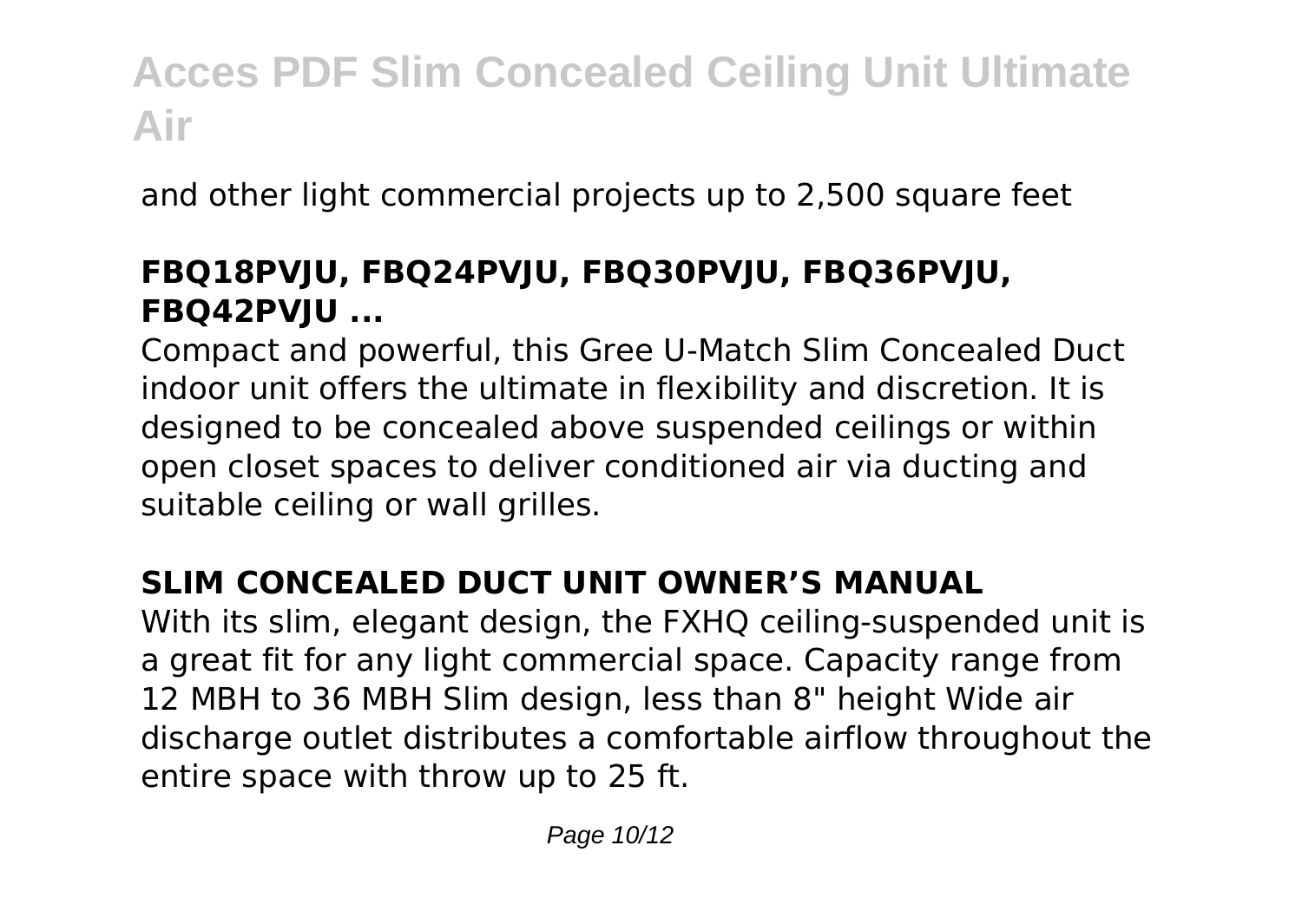and other light commercial projects up to 2,500 square feet

### FBQ18PVJU, FBQ24PVJU, FBQ30PVJU, FBQ36PVJU, FBQ42PVJU ...

Compact and powerful, this Gree U-Match Slim Concealed Duct indoor unit offers the ultimate in flexibility and discretion. It is designed to be concealed above suspended ceilings or within open closet spaces to deliver conditioned air via ducting and suitable ceiling or wall grilles.

### SLIM CONCEALED DUCT UNIT OWNER'S MANUAL

With its slim, elegant design, the FXHQ ceiling-suspended unit is a great fit for any light commercial space. Capacity range from 12 MBH to 36 MBH Slim design, less than 8" height Wide air discharge outlet distributes a comfortable airflow throughout the entire space with throw up to 25 ft.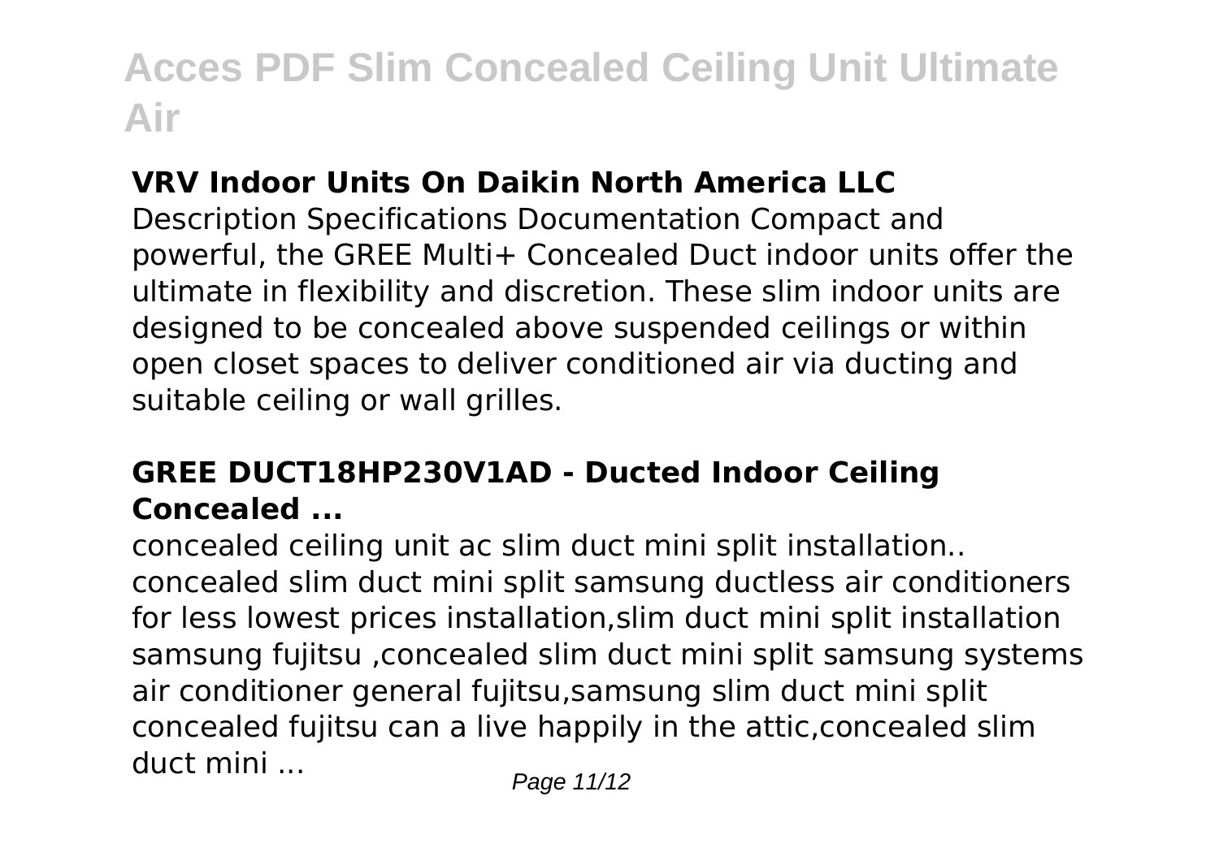### VRV Indoor Units On Daikin North America LLC

Description Specifications Documentation Compact and powerful, the GREE Multi+ Concealed Duct indoor units offer the ultimate in flexibility and discretion. These slim indoor units are designed to be concealed above suspended ceilings or within open closet spaces to deliver conditioned air via ducting and suitable ceiling or wall grilles.

### GREE DUCT18HP230V1AD - Ducted Indoor Ceiling Concealed ...

concealed ceiling unit ac slim duct mini split installation.. concealed slim duct mini split samsung ductless air conditioners for less lowest prices installation,slim duct mini split installation samsung fujitsu ,concealed slim duct mini split samsung systems air conditioner general fujitsu,samsung slim duct mini split concealed fujitsu can a live happily in the attic,concealed slim duct mini ...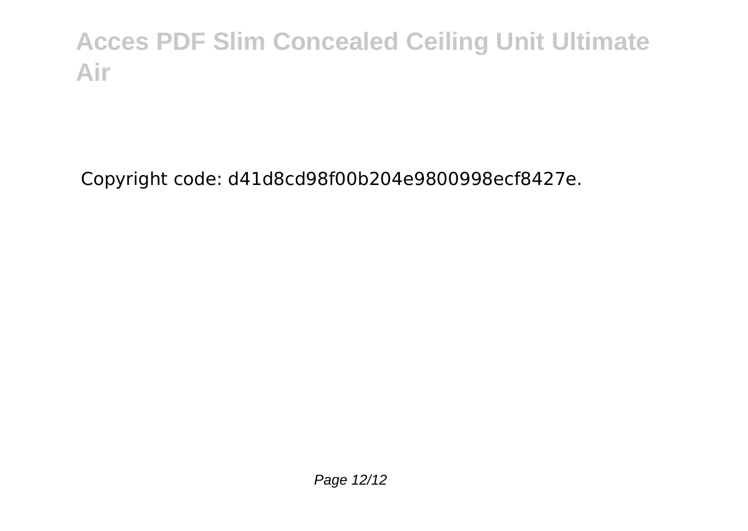Copyright code: d41d8cd98f00b204e9800998ecf8427e.